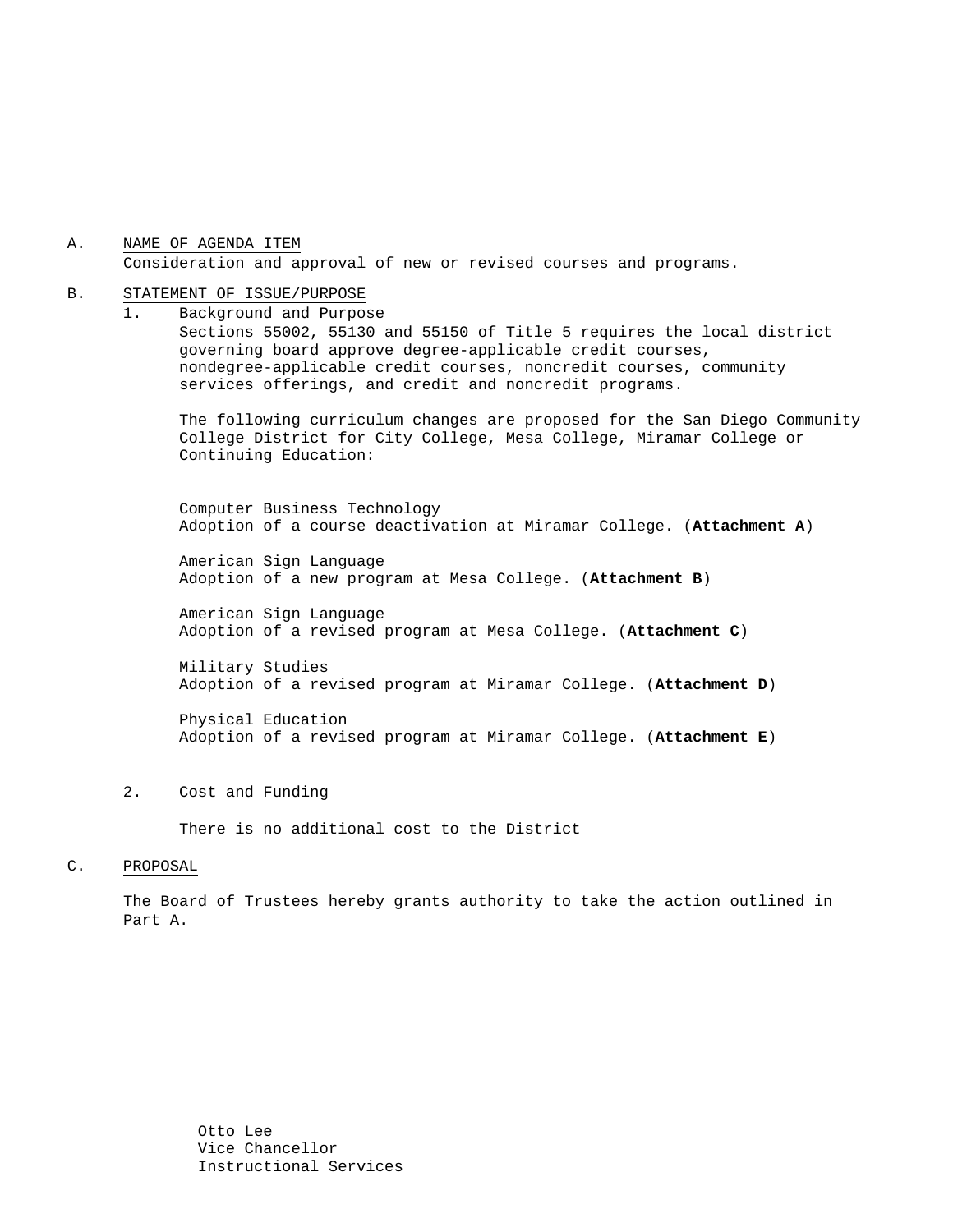A. <u>NAME OF AGENDA ITEM</u>

Consideration and approval of new or revised courses and programs.

B. <u>STATEMENT OF ISSUE/PURPOSE</u>

1. Background and Purpose

Sections 55002, 55130 and 55150 of Title 5 requires the local district governing board approve degree-applicable credit courses, nondegree-applicable credit courses, noncredit courses, community services offerings, and credit and noncredit programs.

The following curriculum changes are proposed for the San Diego Community College District for City College, Mesa College, Miramar College or Continuing Education:

Computer Business Technology
Adoption of a course deactivation at Miramar College. (**Attachment A**)

American Sign Language
Adoption of a new program at Mesa College. (**Attachment B**)

American Sign Language
Adoption of a revised program at Mesa College. (**Attachment C**)

Military Studies
Adoption of a revised program at Miramar College. (**Attachment D**)

Physical Education
Adoption of a revised program at Miramar College. (**Attachment E**)

2. Cost and Funding

There is no additional cost to the District

C. <u>PROPOSAL</u>

The Board of Trustees hereby grants authority to take the action outlined in Part A.

Otto Lee
Vice Chancellor
Instructional Services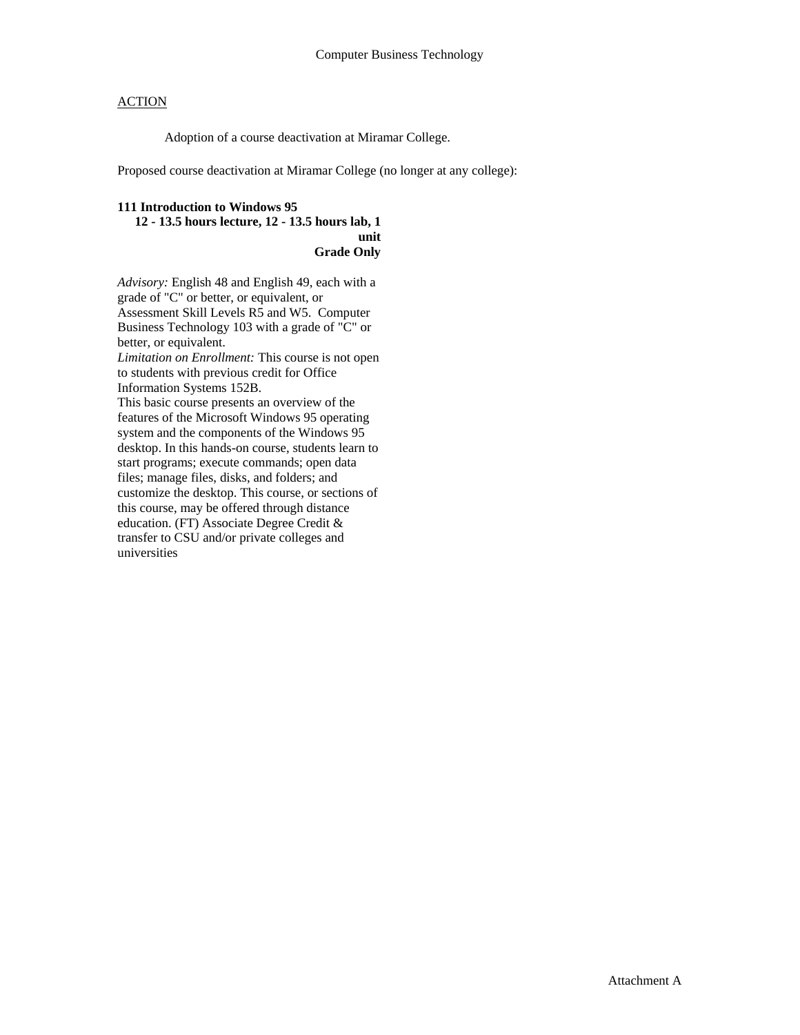Computer Business Technology

ACTION

Adoption of a course deactivation at Miramar College.

Proposed course deactivation at Miramar College (no longer at any college):

**111 Introduction to Windows 95**
**12 - 13.5 hours lecture, 12 - 13.5 hours lab, 1 unit**
**Grade Only**

*Advisory:* English 48 and English 49, each with a grade of "C" or better, or equivalent, or Assessment Skill Levels R5 and W5. Computer Business Technology 103 with a grade of "C" or better, or equivalent.
*Limitation on Enrollment:* This course is not open to students with previous credit for Office Information Systems 152B.
This basic course presents an overview of the features of the Microsoft Windows 95 operating system and the components of the Windows 95 desktop. In this hands-on course, students learn to start programs; execute commands; open data files; manage files, disks, and folders; and customize the desktop. This course, or sections of this course, may be offered through distance education. (FT) Associate Degree Credit & transfer to CSU and/or private colleges and universities

Attachment A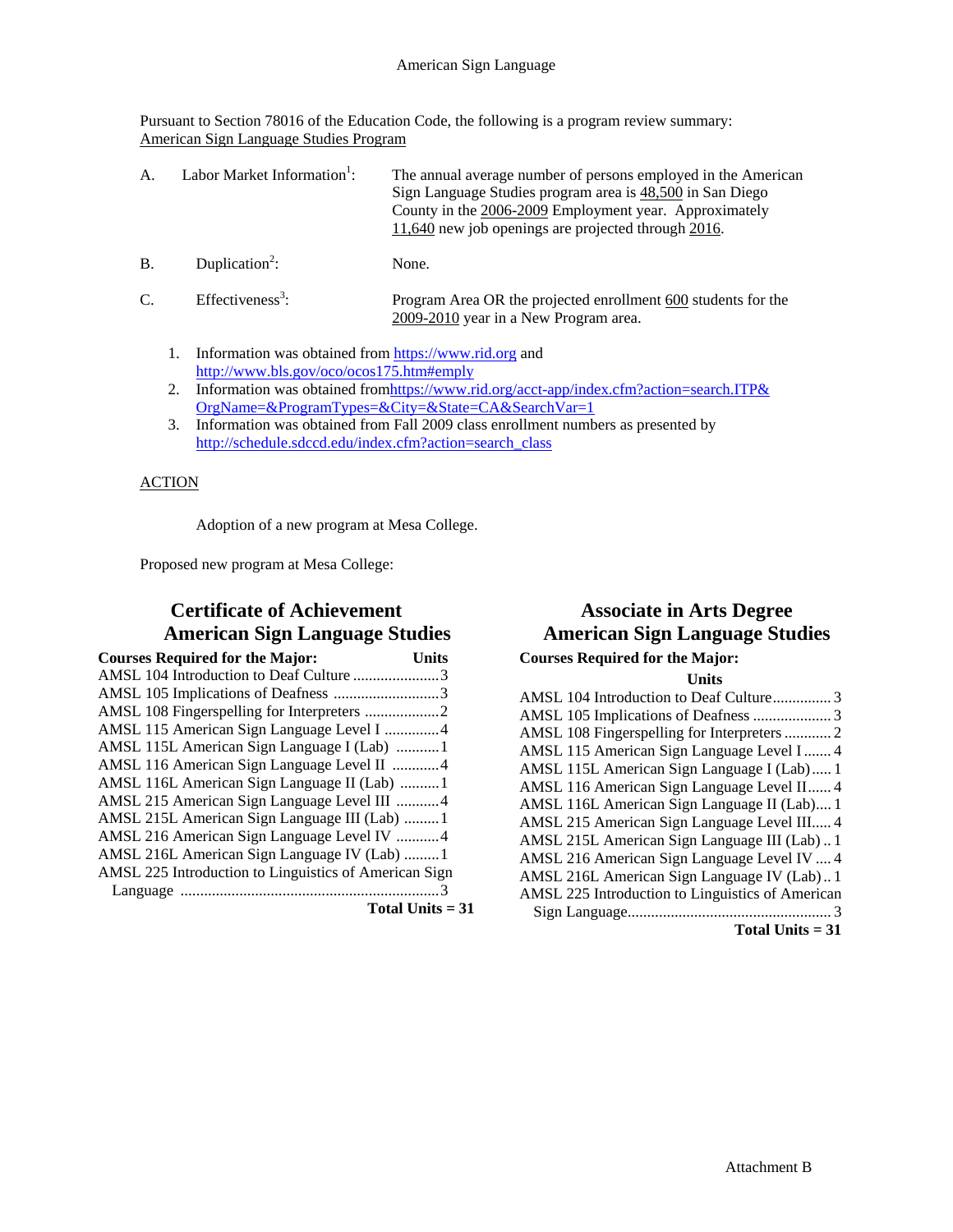American Sign Language

Pursuant to Section 78016 of the Education Code, the following is a program review summary:
American Sign Language Studies Program

A. Labor Market Information[1]: The annual average number of persons employed in the American Sign Language Studies program area is 48,500 in San Diego County in the 2006-2009 Employment year. Approximately 11,640 new job openings are projected through 2016.

B. Duplication[2]: None.

C. Effectiveness[3]: Program Area OR the projected enrollment 600 students for the 2009-2010 year in a New Program area.

1. Information was obtained from https://www.rid.org and http://www.bls.gov/oco/ocos175.htm#emply
2. Information was obtained from https://www.rid.org/acct-app/index.cfm?action=search.ITP&OrgName=&ProgramTypes=&City=&State=CA&SearchVar=1
3. Information was obtained from Fall 2009 class enrollment numbers as presented by http://schedule.sdccd.edu/index.cfm?action=search_class

ACTION

Adoption of a new program at Mesa College.

Proposed new program at Mesa College:

## Certificate of Achievement American Sign Language Studies

| Courses Required for the Major: | Units |
|---|---|
| AMSL 104 Introduction to Deaf Culture | 3 |
| AMSL 105 Implications of Deafness | 3 |
| AMSL 108 Fingerspelling for Interpreters | 2 |
| AMSL 115 American Sign Language Level I | 4 |
| AMSL 115L American Sign Language I (Lab) | 1 |
| AMSL 116 American Sign Language Level II | 4 |
| AMSL 116L American Sign Language II (Lab) | 1 |
| AMSL 215 American Sign Language Level III | 4 |
| AMSL 215L American Sign Language III (Lab) | 1 |
| AMSL 216 American Sign Language Level IV | 4 |
| AMSL 216L American Sign Language IV (Lab) | 1 |
| AMSL 225 Introduction to Linguistics of American Sign Language | 3 |
| **Total Units = 31** | |

## Associate in Arts Degree American Sign Language Studies

| Courses Required for the Major: | Units |
|---|---|
| AMSL 104 Introduction to Deaf Culture | 3 |
| AMSL 105 Implications of Deafness | 3 |
| AMSL 108 Fingerspelling for Interpreters | 2 |
| AMSL 115 American Sign Language Level I | 4 |
| AMSL 115L American Sign Language I (Lab) | 1 |
| AMSL 116 American Sign Language Level II | 4 |
| AMSL 116L American Sign Language II (Lab) | 1 |
| AMSL 215 American Sign Language Level III | 4 |
| AMSL 215L American Sign Language III (Lab) | 1 |
| AMSL 216 American Sign Language Level IV | 4 |
| AMSL 216L American Sign Language IV (Lab) | 1 |
| AMSL 225 Introduction to Linguistics of American Sign Language | 3 |
| **Total Units = 31** | |

Attachment B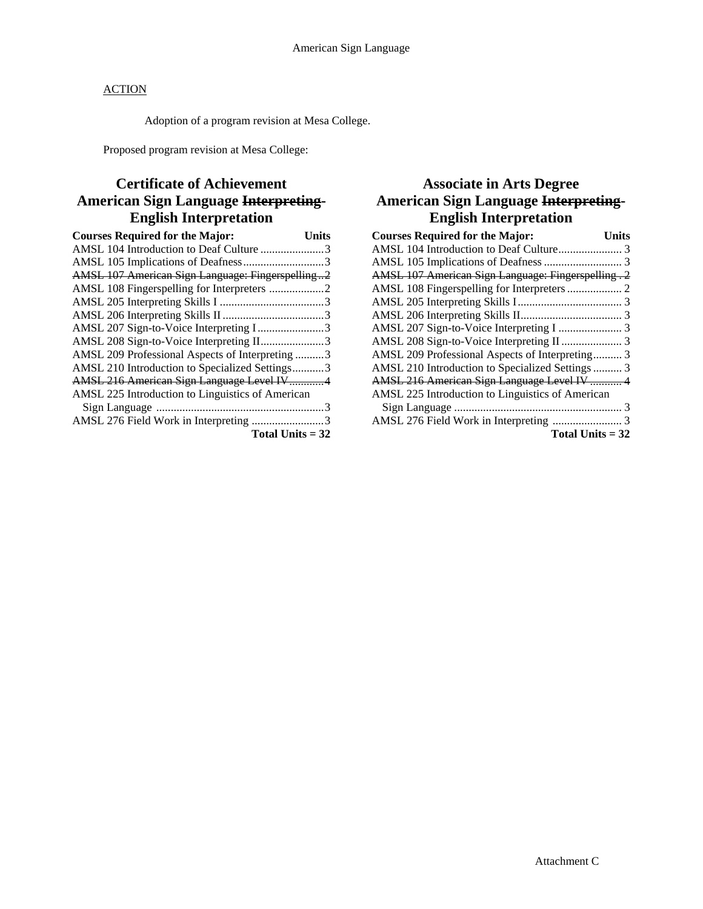ACTION

Adoption of a program revision at Mesa College.

Proposed program revision at Mesa College:

## Certificate of Achievement
## American Sign Language ~~Interpreting~~-English Interpretation

| Courses Required for the Major: | Units |
|---|---|
| AMSL 104 Introduction to Deaf Culture | 3 |
| AMSL 105 Implications of Deafness | 3 |
| ~~AMSL 107 American Sign Language: Fingerspelling~~ | ~~2~~ |
| AMSL 108 Fingerspelling for Interpreters | 2 |
| AMSL 205 Interpreting Skills I | 3 |
| AMSL 206 Interpreting Skills II | 3 |
| AMSL 207 Sign-to-Voice Interpreting I | 3 |
| AMSL 208 Sign-to-Voice Interpreting II | 3 |
| AMSL 209 Professional Aspects of Interpreting | 3 |
| AMSL 210 Introduction to Specialized Settings | 3 |
| ~~AMSL 216 American Sign Language Level IV~~ | ~~4~~ |
| AMSL 225 Introduction to Linguistics of American Sign Language | 3 |
| AMSL 276 Field Work in Interpreting | 3 |
| **Total Units = 32** | |

## Associate in Arts Degree
## American Sign Language ~~Interpreting~~-English Interpretation

| Courses Required for the Major: | Units |
|---|---|
| AMSL 104 Introduction to Deaf Culture | 3 |
| AMSL 105 Implications of Deafness | 3 |
| ~~AMSL 107 American Sign Language: Fingerspelling~~ | ~~2~~ |
| AMSL 108 Fingerspelling for Interpreters | 2 |
| AMSL 205 Interpreting Skills I | 3 |
| AMSL 206 Interpreting Skills II | 3 |
| AMSL 207 Sign-to-Voice Interpreting I | 3 |
| AMSL 208 Sign-to-Voice Interpreting II | 3 |
| AMSL 209 Professional Aspects of Interpreting | 3 |
| AMSL 210 Introduction to Specialized Settings | 3 |
| ~~AMSL 216 American Sign Language Level IV~~ | ~~4~~ |
| AMSL 225 Introduction to Linguistics of American Sign Language | 3 |
| AMSL 276 Field Work in Interpreting | 3 |
| **Total Units = 32** | |

Attachment C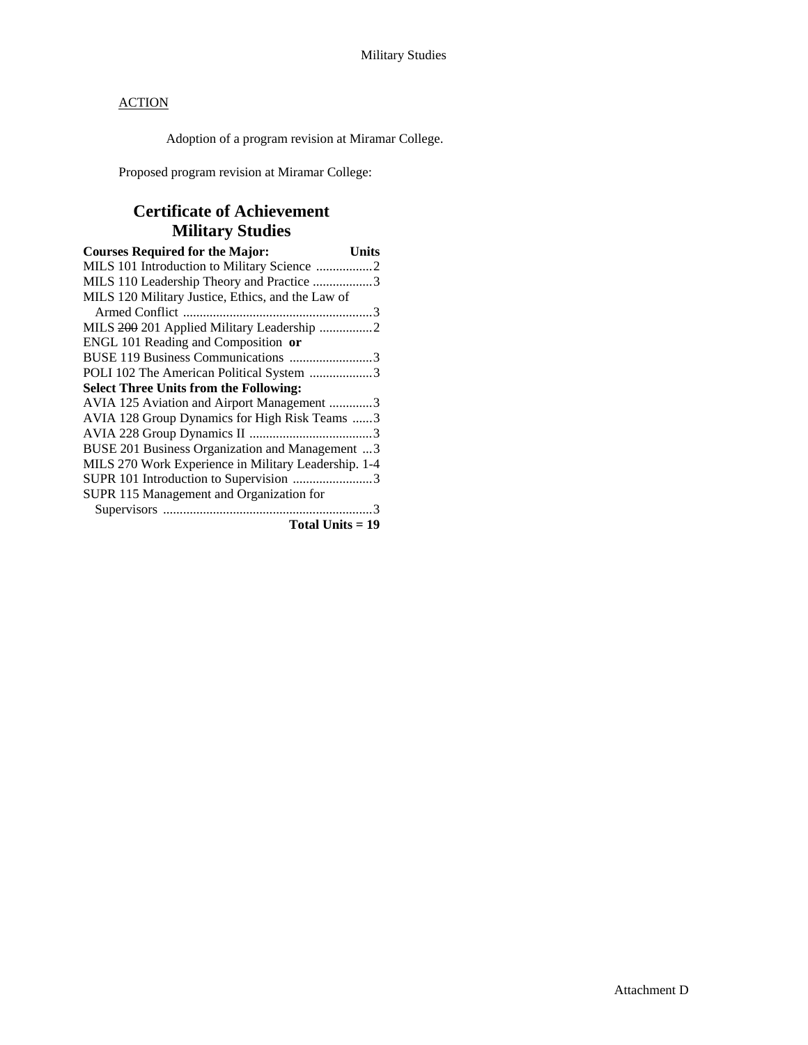ACTION

Adoption of a program revision at Miramar College.

Proposed program revision at Miramar College:

## Certificate of Achievement
## Military Studies

| Courses Required for the Major: | Units |
|---|---|
| MILS 101 Introduction to Military Science | 2 |
| MILS 110 Leadership Theory and Practice | 3 |
| MILS 120 Military Justice, Ethics, and the Law of Armed Conflict | 3 |
| MILS ~~200~~ 201 Applied Military Leadership | 2 |
| ENGL 101 Reading and Composition **or** | |
| BUSE 119 Business Communications | 3 |
| POLI 102 The American Political System | 3 |
| **Select Three Units from the Following:** | |
| AVIA 125 Aviation and Airport Management | 3 |
| AVIA 128 Group Dynamics for High Risk Teams | 3 |
| AVIA 228 Group Dynamics II | 3 |
| BUSE 201 Business Organization and Management | 3 |
| MILS 270 Work Experience in Military Leadership. | 1-4 |
| SUPR 101 Introduction to Supervision | 3 |
| SUPR 115 Management and Organization for Supervisors | 3 |
| **Total Units = 19** | |

Attachment D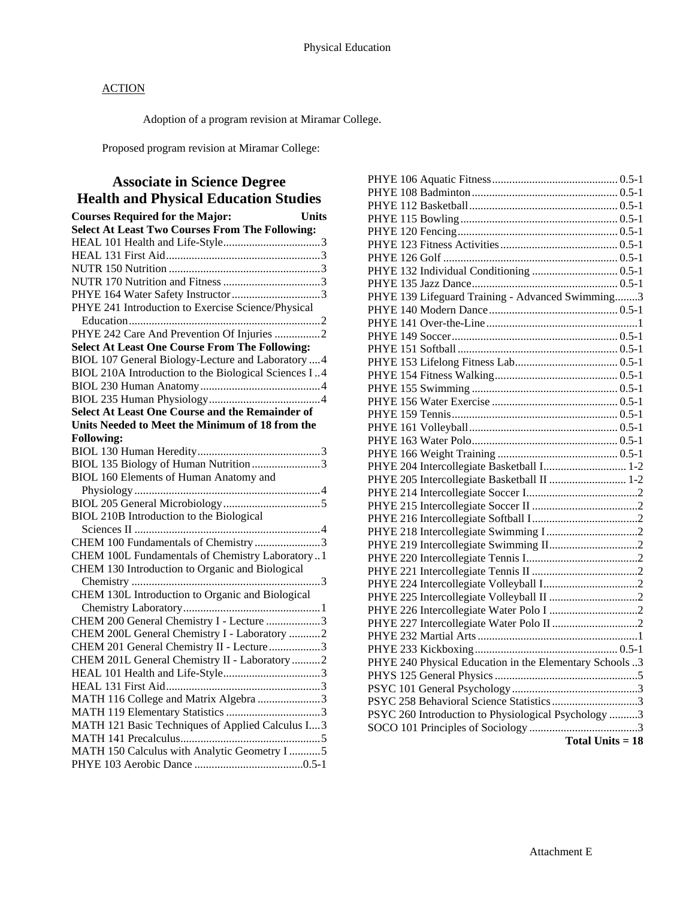ACTION

Adoption of a program revision at Miramar College.

Proposed program revision at Miramar College:

## Associate in Science Degree
## Health and Physical Education Studies

| Courses Required for the Major: | Units |
|---|---|
| **Select At Least Two Courses From The Following:** | |
| HEAL 101 Health and Life-Style | 3 |
| HEAL 131 First Aid | 3 |
| NUTR 150 Nutrition | 3 |
| NUTR 170 Nutrition and Fitness | 3 |
| PHYE 164 Water Safety Instructor | 3 |
| PHYE 241 Introduction to Exercise Science/Physical Education | 2 |
| PHYE 242 Care And Prevention Of Injuries | 2 |
| **Select At Least One Course From The Following:** | |
| BIOL 107 General Biology-Lecture and Laboratory | 4 |
| BIOL 210A Introduction to the Biological Sciences I | 4 |
| BIOL 230 Human Anatomy | 4 |
| BIOL 235 Human Physiology | 4 |
| **Select At Least One Course and the Remainder of Units Needed to Meet the Minimum of 18 from the Following:** | |
| BIOL 130 Human Heredity | 3 |
| BIOL 135 Biology of Human Nutrition | 3 |
| BIOL 160 Elements of Human Anatomy and Physiology | 4 |
| BIOL 205 General Microbiology | 5 |
| BIOL 210B Introduction to the Biological Sciences II | 4 |
| CHEM 100 Fundamentals of Chemistry | 3 |
| CHEM 100L Fundamentals of Chemistry Laboratory | 1 |
| CHEM 130 Introduction to Organic and Biological Chemistry | 3 |
| CHEM 130L Introduction to Organic and Biological Chemistry Laboratory | 1 |
| CHEM 200 General Chemistry I - Lecture | 3 |
| CHEM 200L General Chemistry I - Laboratory | 2 |
| CHEM 201 General Chemistry II - Lecture | 3 |
| CHEM 201L General Chemistry II - Laboratory | 2 |
| HEAL 101 Health and Life-Style | 3 |
| HEAL 131 First Aid | 3 |
| MATH 116 College and Matrix Algebra | 3 |
| MATH 119 Elementary Statistics | 3 |
| MATH 121 Basic Techniques of Applied Calculus I | 3 |
| MATH 141 Precalculus | 5 |
| MATH 150 Calculus with Analytic Geometry I | 5 |
| PHYE 103 Aerobic Dance | 0.5-1 |
| PHYE 106 Aquatic Fitness | 0.5-1 |
| PHYE 108 Badminton | 0.5-1 |
| PHYE 112 Basketball | 0.5-1 |
| PHYE 115 Bowling | 0.5-1 |
| PHYE 120 Fencing | 0.5-1 |
| PHYE 123 Fitness Activities | 0.5-1 |
| PHYE 126 Golf | 0.5-1 |
| PHYE 132 Individual Conditioning | 0.5-1 |
| PHYE 135 Jazz Dance | 0.5-1 |
| PHYE 139 Lifeguard Training - Advanced Swimming | 3 |
| PHYE 140 Modern Dance | 0.5-1 |
| PHYE 141 Over-the-Line | 1 |
| PHYE 149 Soccer | 0.5-1 |
| PHYE 151 Softball | 0.5-1 |
| PHYE 153 Lifelong Fitness Lab | 0.5-1 |
| PHYE 154 Fitness Walking | 0.5-1 |
| PHYE 155 Swimming | 0.5-1 |
| PHYE 156 Water Exercise | 0.5-1 |
| PHYE 159 Tennis | 0.5-1 |
| PHYE 161 Volleyball | 0.5-1 |
| PHYE 163 Water Polo | 0.5-1 |
| PHYE 166 Weight Training | 0.5-1 |
| PHYE 204 Intercollegiate Basketball I | 1-2 |
| PHYE 205 Intercollegiate Basketball II | 1-2 |
| PHYE 214 Intercollegiate Soccer I | 2 |
| PHYE 215 Intercollegiate Soccer II | 2 |
| PHYE 216 Intercollegiate Softball I | 2 |
| PHYE 218 Intercollegiate Swimming I | 2 |
| PHYE 219 Intercollegiate Swimming II | 2 |
| PHYE 220 Intercollegiate Tennis I | 2 |
| PHYE 221 Intercollegiate Tennis II | 2 |
| PHYE 224 Intercollegiate Volleyball I | 2 |
| PHYE 225 Intercollegiate Volleyball II | 2 |
| PHYE 226 Intercollegiate Water Polo I | 2 |
| PHYE 227 Intercollegiate Water Polo II | 2 |
| PHYE 232 Martial Arts | 1 |
| PHYE 233 Kickboxing | 0.5-1 |
| PHYE 240 Physical Education in the Elementary Schools | 3 |
| PHYS 125 General Physics | 5 |
| PSYC 101 General Psychology | 3 |
| PSYC 258 Behavioral Science Statistics | 3 |
| PSYC 260 Introduction to Physiological Psychology | 3 |
| SOCO 101 Principles of Sociology | 3 |
| **Total Units = 18** | |

Attachment E